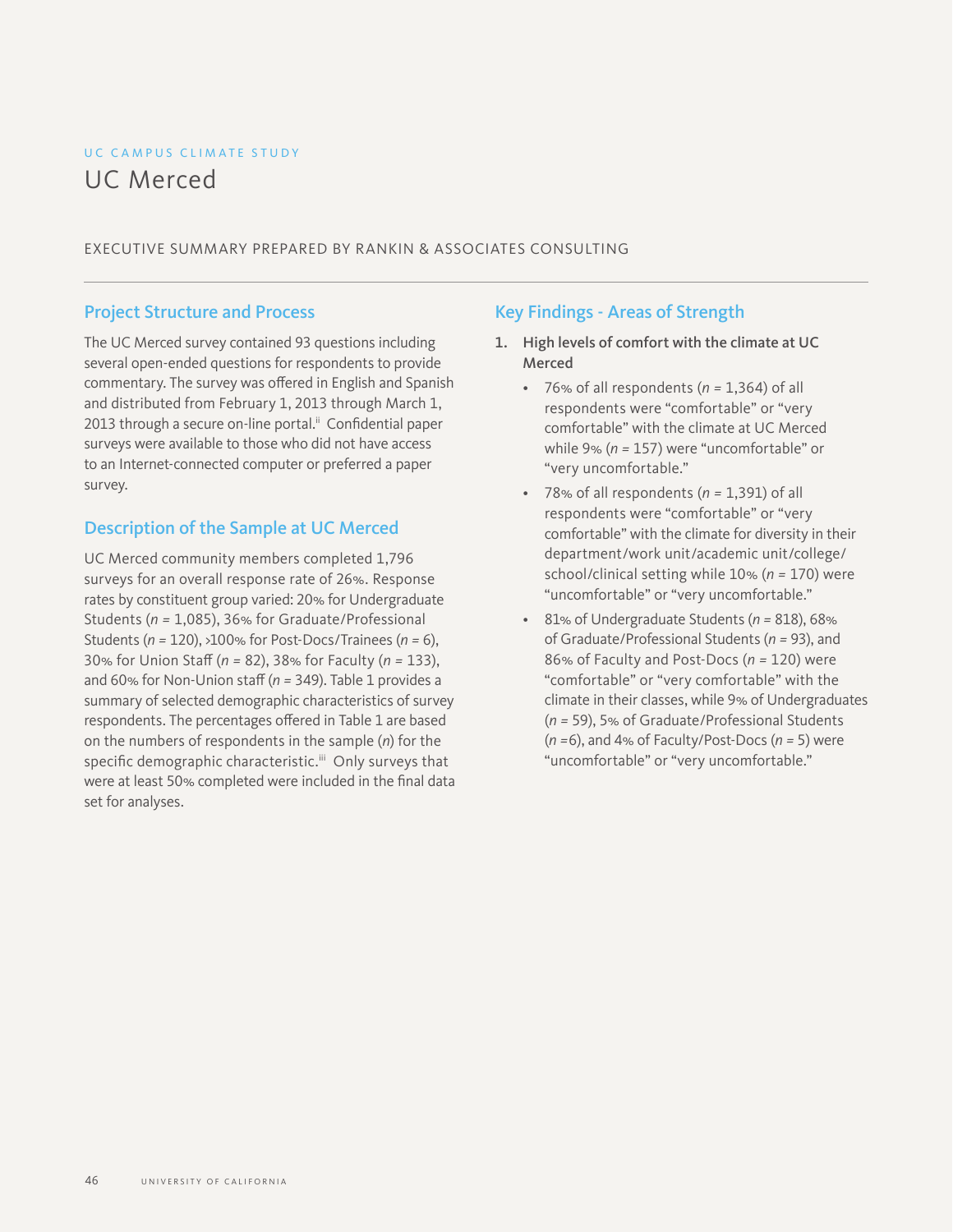UC CAMPUS CLIMATE STUDY

# UC Merced

EXECUTIVE SUMMARY PREPARED BY RANKIN & ASSOCIATES CONSULTING

## Project Structure and Process

The UC Merced survey contained 93 questions including several open-ended questions for respondents to provide commentary. The survey was offered in English and Spanish and distributed from February 1, 2013 through March 1, 2013 through a secure on-line portal.[ii] Confidential paper surveys were available to those who did not have access to an Internet-connected computer or preferred a paper survey.

## Description of the Sample at UC Merced

UC Merced community members completed 1,796 surveys for an overall response rate of 26%. Response rates by constituent group varied: 20% for Undergraduate Students (*n* = 1,085), 36% for Graduate/Professional Students (*n* = 120), >100% for Post-Docs/Trainees (*n* = 6), 30% for Union Staff (*n* = 82), 38% for Faculty (*n* = 133), and 60% for Non-Union staff (*n* = 349). Table 1 provides a summary of selected demographic characteristics of survey respondents. The percentages offered in Table 1 are based on the numbers of respondents in the sample (*n*) for the specific demographic characteristic.[iii] Only surveys that were at least 50% completed were included in the final data set for analyses.

## Key Findings - Areas of Strength

1. **High levels of comfort with the climate at UC Merced**
   - 76% of all respondents (*n* = 1,364) of all respondents were "comfortable" or "very comfortable" with the climate at UC Merced while 9% (*n* = 157) were "uncomfortable" or "very uncomfortable."
   - 78% of all respondents (*n* = 1,391) of all respondents were "comfortable" or "very comfortable" with the climate for diversity in their department/work unit/academic unit/college/school/clinical setting while 10% (*n* = 170) were "uncomfortable" or "very uncomfortable."
   - 81% of Undergraduate Students (*n* = 818), 68% of Graduate/Professional Students (*n* = 93), and 86% of Faculty and Post-Docs (*n* = 120) were "comfortable" or "very comfortable" with the climate in their classes, while 9% of Undergraduates (*n* = 59), 5% of Graduate/Professional Students (*n* =6), and 4% of Faculty/Post-Docs (*n* = 5) were "uncomfortable" or "very uncomfortable."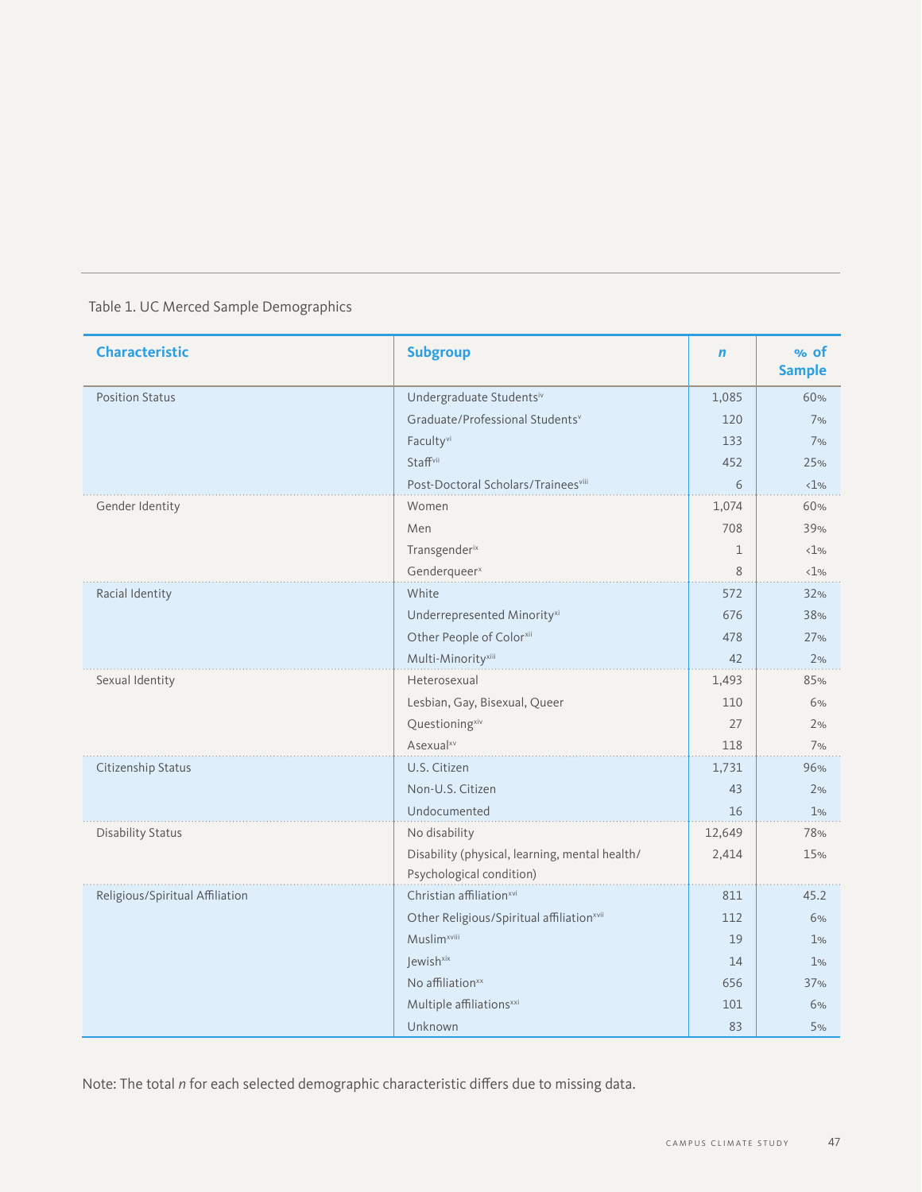Table 1. UC Merced Sample Demographics

| Characteristic | Subgroup | *n* | % of Sample |
|---|---|---|---|
| Position Status | Undergraduate Students[iv] | 1,085 | 60% |
| | Graduate/Professional Students[v] | 120 | 7% |
| | Faculty[vi] | 133 | 7% |
| | Staff[vii] | 452 | 25% |
| | Post-Doctoral Scholars/Trainees[viii] | 6 | <1% |
| Gender Identity | Women | 1,074 | 60% |
| | Men | 708 | 39% |
| | Transgender[ix] | 1 | <1% |
| | Genderqueer[x] | 8 | <1% |
| Racial Identity | White | 572 | 32% |
| | Underrepresented Minority[xi] | 676 | 38% |
| | Other People of Color[xii] | 478 | 27% |
| | Multi-Minority[xiii] | 42 | 2% |
| Sexual Identity | Heterosexual | 1,493 | 85% |
| | Lesbian, Gay, Bisexual, Queer | 110 | 6% |
| | Questioning[xiv] | 27 | 2% |
| | Asexual[xv] | 118 | 7% |
| Citizenship Status | U.S. Citizen | 1,731 | 96% |
| | Non-U.S. Citizen | 43 | 2% |
| | Undocumented | 16 | 1% |
| Disability Status | No disability | 12,649 | 78% |
| | Disability (physical, learning, mental health/ Psychological condition) | 2,414 | 15% |
| Religious/Spiritual Affiliation | Christian affiliation[xvi] | 811 | 45.2 |
| | Other Religious/Spiritual affiliation[xvii] | 112 | 6% |
| | Muslim[xviii] | 19 | 1% |
| | Jewish[xix] | 14 | 1% |
| | No affiliation[xx] | 656 | 37% |
| | Multiple affiliations[xxi] | 101 | 6% |
| | Unknown | 83 | 5% |

Note: The total *n* for each selected demographic characteristic differs due to missing data.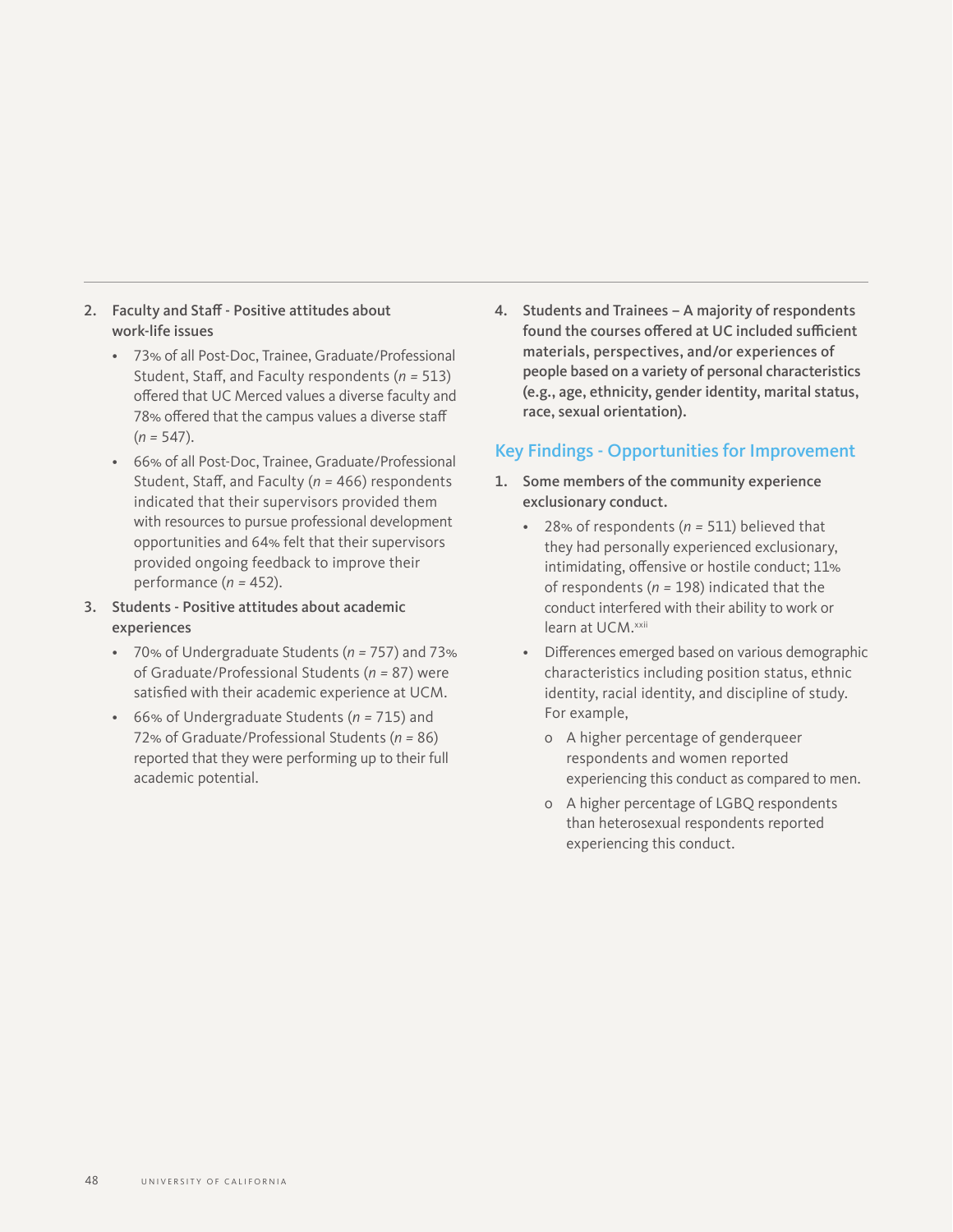2. **Faculty and Staff - Positive attitudes about work-life issues**
   - 73% of all Post-Doc, Trainee, Graduate/Professional Student, Staff, and Faculty respondents (*n* = 513) offered that UC Merced values a diverse faculty and 78% offered that the campus values a diverse staff (*n* = 547).
   - 66% of all Post-Doc, Trainee, Graduate/Professional Student, Staff, and Faculty (*n* = 466) respondents indicated that their supervisors provided them with resources to pursue professional development opportunities and 64% felt that their supervisors provided ongoing feedback to improve their performance (*n* = 452).
3. **Students - Positive attitudes about academic experiences**
   - 70% of Undergraduate Students (*n* = 757) and 73% of Graduate/Professional Students (*n* = 87) were satisfied with their academic experience at UCM.
   - 66% of Undergraduate Students (*n* = 715) and 72% of Graduate/Professional Students (*n* = 86) reported that they were performing up to their full academic potential.
4. **Students and Trainees – A majority of respondents found the courses offered at UC included sufficient materials, perspectives, and/or experiences of people based on a variety of personal characteristics (e.g., age, ethnicity, gender identity, marital status, race, sexual orientation).**

## Key Findings - Opportunities for Improvement

1. **Some members of the community experience exclusionary conduct.**
   - 28% of respondents (*n* = 511) believed that they had personally experienced exclusionary, intimidating, offensive or hostile conduct; 11% of respondents (*n* = 198) indicated that the conduct interfered with their ability to work or learn at UCM.[xxii]
   - Differences emerged based on various demographic characteristics including position status, ethnic identity, racial identity, and discipline of study. For example,
     - A higher percentage of genderqueer respondents and women reported experiencing this conduct as compared to men.
     - A higher percentage of LGBQ respondents than heterosexual respondents reported experiencing this conduct.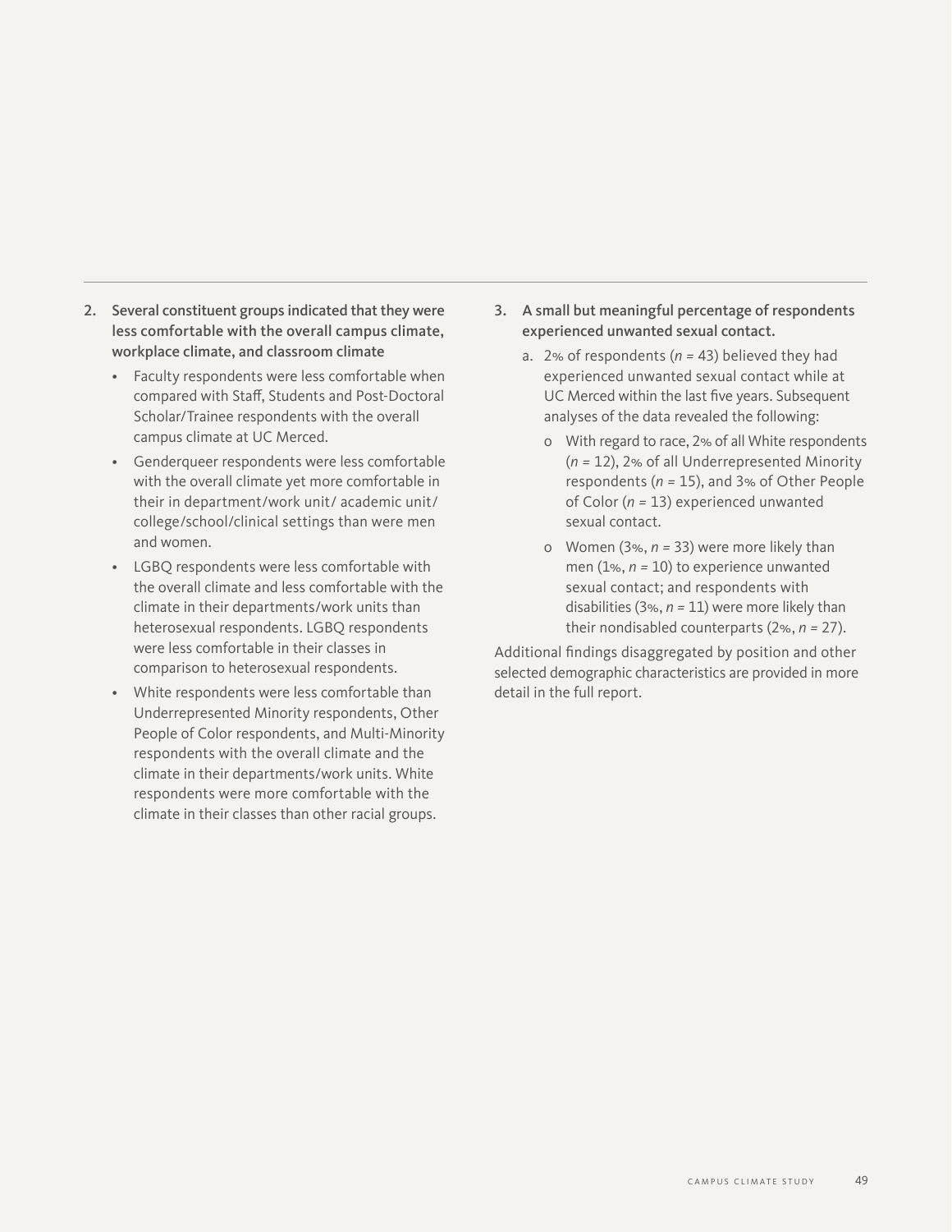2. **Several constituent groups indicated that they were less comfortable with the overall campus climate, workplace climate, and classroom climate**
   - Faculty respondents were less comfortable when compared with Staff, Students and Post-Doctoral Scholar/Trainee respondents with the overall campus climate at UC Merced.
   - Genderqueer respondents were less comfortable with the overall climate yet more comfortable in their in department/work unit/ academic unit/ college/school/clinical settings than were men and women.
   - LGBQ respondents were less comfortable with the overall climate and less comfortable with the climate in their departments/work units than heterosexual respondents. LGBQ respondents were less comfortable in their classes in comparison to heterosexual respondents.
   - White respondents were less comfortable than Underrepresented Minority respondents, Other People of Color respondents, and Multi-Minority respondents with the overall climate and the climate in their departments/work units. White respondents were more comfortable with the climate in their classes than other racial groups.

3. **A small but meaningful percentage of respondents experienced unwanted sexual contact.**
   a. 2% of respondents ($n$ = 43) believed they had experienced unwanted sexual contact while at UC Merced within the last five years. Subsequent analyses of the data revealed the following:
      - With regard to race, 2% of all White respondents ($n$ = 12), 2% of all Underrepresented Minority respondents ($n$ = 15), and 3% of Other People of Color ($n$ = 13) experienced unwanted sexual contact.
      - Women (3%, $n$ = 33) were more likely than men (1%, $n$ = 10) to experience unwanted sexual contact; and respondents with disabilities (3%, $n$ = 11) were more likely than their nondisabled counterparts (2%, $n$ = 27).

Additional findings disaggregated by position and other selected demographic characteristics are provided in more detail in the full report.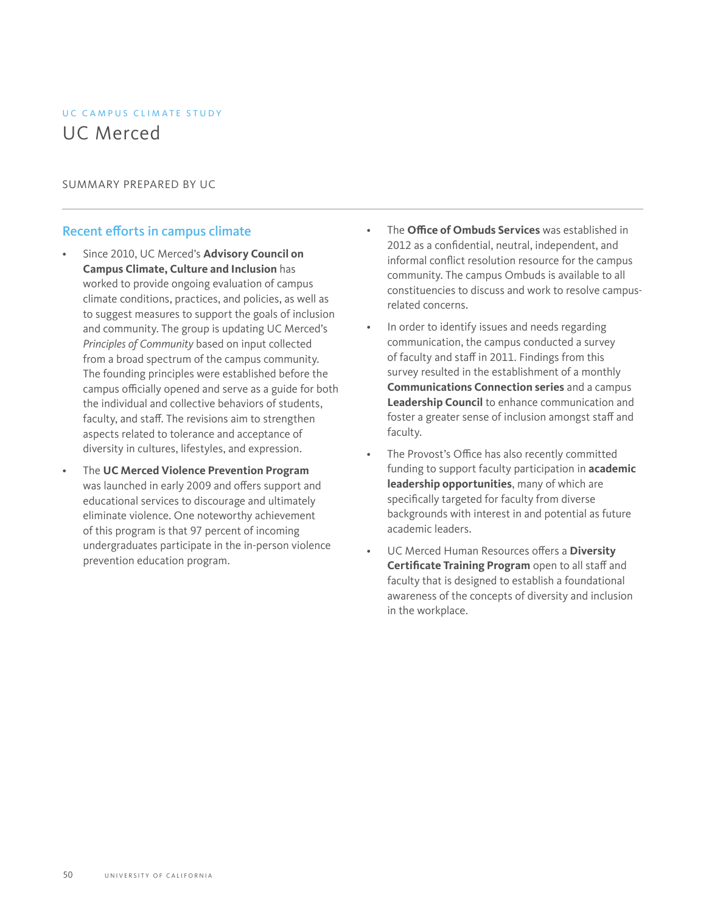UC CAMPUS CLIMATE STUDY

# UC Merced

SUMMARY PREPARED BY UC

## Recent efforts in campus climate

- Since 2010, UC Merced's **Advisory Council on Campus Climate, Culture and Inclusion** has worked to provide ongoing evaluation of campus climate conditions, practices, and policies, as well as to suggest measures to support the goals of inclusion and community. The group is updating UC Merced's *Principles of Community* based on input collected from a broad spectrum of the campus community. The founding principles were established before the campus officially opened and serve as a guide for both the individual and collective behaviors of students, faculty, and staff. The revisions aim to strengthen aspects related to tolerance and acceptance of diversity in cultures, lifestyles, and expression.
- The **UC Merced Violence Prevention Program** was launched in early 2009 and offers support and educational services to discourage and ultimately eliminate violence. One noteworthy achievement of this program is that 97 percent of incoming undergraduates participate in the in-person violence prevention education program.
- The **Office of Ombuds Services** was established in 2012 as a confidential, neutral, independent, and informal conflict resolution resource for the campus community. The campus Ombuds is available to all constituencies to discuss and work to resolve campus-related concerns.
- In order to identify issues and needs regarding communication, the campus conducted a survey of faculty and staff in 2011. Findings from this survey resulted in the establishment of a monthly **Communications Connection series** and a campus **Leadership Council** to enhance communication and foster a greater sense of inclusion amongst staff and faculty.
- The Provost's Office has also recently committed funding to support faculty participation in **academic leadership opportunities**, many of which are specifically targeted for faculty from diverse backgrounds with interest in and potential as future academic leaders.
- UC Merced Human Resources offers a **Diversity Certificate Training Program** open to all staff and faculty that is designed to establish a foundational awareness of the concepts of diversity and inclusion in the workplace.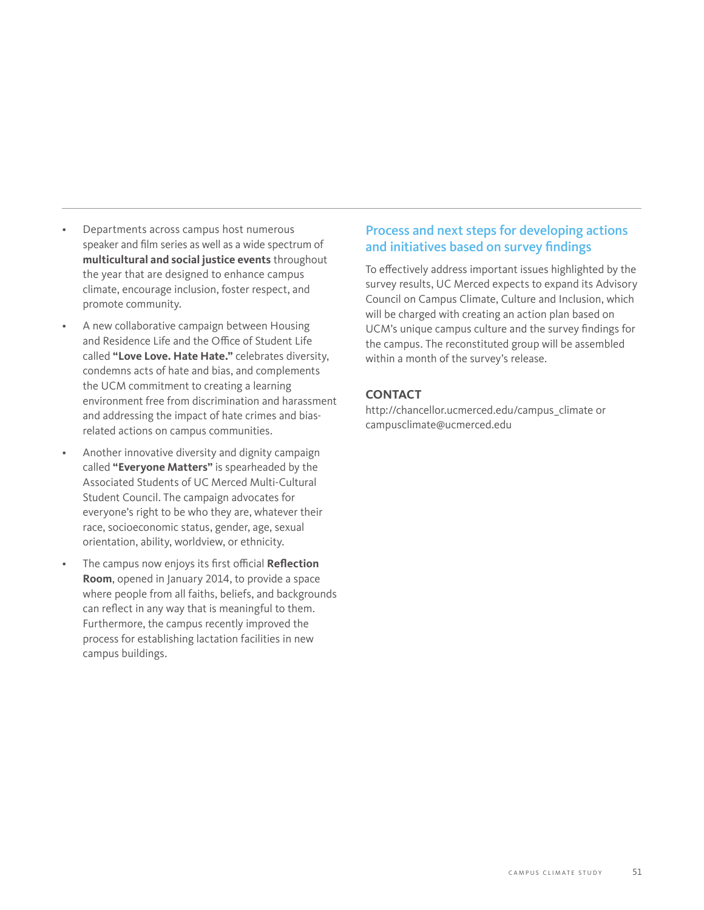- Departments across campus host numerous speaker and film series as well as a wide spectrum of **multicultural and social justice events** throughout the year that are designed to enhance campus climate, encourage inclusion, foster respect, and promote community.
- A new collaborative campaign between Housing and Residence Life and the Office of Student Life called **"Love Love. Hate Hate."** celebrates diversity, condemns acts of hate and bias, and complements the UCM commitment to creating a learning environment free from discrimination and harassment and addressing the impact of hate crimes and bias-related actions on campus communities.
- Another innovative diversity and dignity campaign called **"Everyone Matters"** is spearheaded by the Associated Students of UC Merced Multi-Cultural Student Council. The campaign advocates for everyone's right to be who they are, whatever their race, socioeconomic status, gender, age, sexual orientation, ability, worldview, or ethnicity.
- The campus now enjoys its first official **Reflection Room**, opened in January 2014, to provide a space where people from all faiths, beliefs, and backgrounds can reflect in any way that is meaningful to them. Furthermore, the campus recently improved the process for establishing lactation facilities in new campus buildings.

## Process and next steps for developing actions and initiatives based on survey findings

To effectively address important issues highlighted by the survey results, UC Merced expects to expand its Advisory Council on Campus Climate, Culture and Inclusion, which will be charged with creating an action plan based on UCM's unique campus culture and the survey findings for the campus. The reconstituted group will be assembled within a month of the survey's release.

### CONTACT

http://chancellor.ucmerced.edu/campus_climate or campusclimate@ucmerced.edu